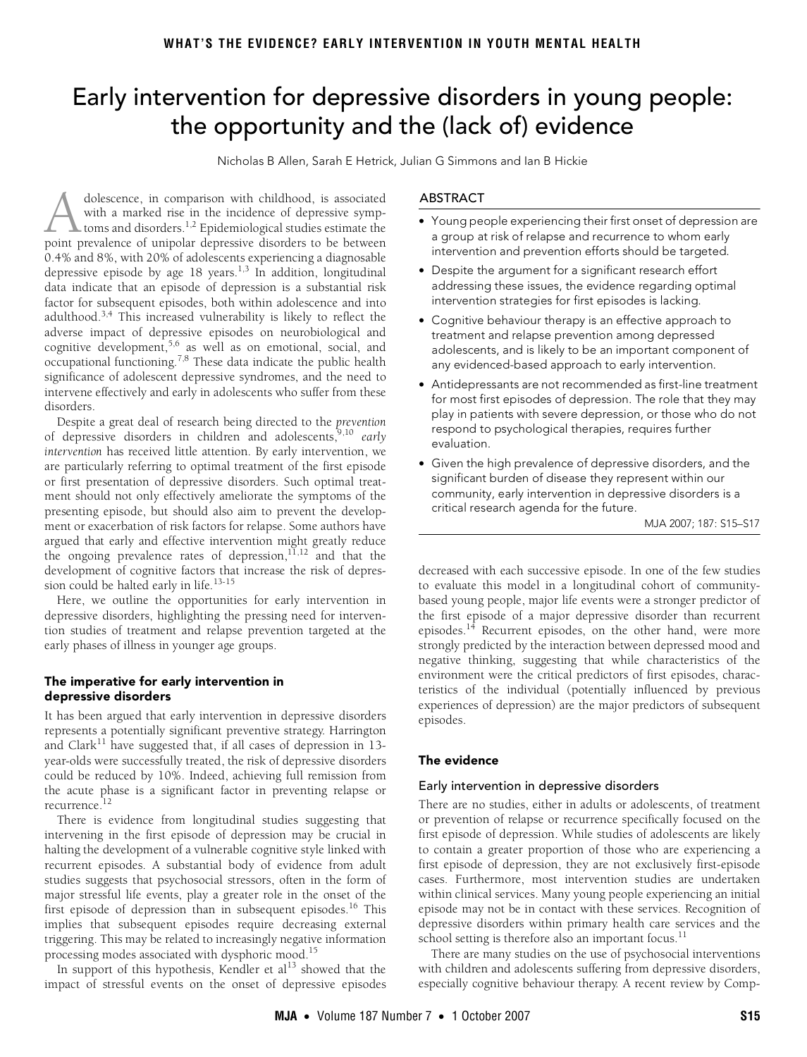# Early intervention for depressive disorders in young people: the opportunity and the (lack of) evidence

Nicholas B Allen, Sarah E Hetrick, Julian G Simmons and Ian B Hickie

## ABSTRACT

- Young people experiencing their first onset of depression are a group at risk of relapse and recurrence to whom early intervention and prevention efforts should be targeted.
- Despite the argument for a significant research effort addressing these issues, the evidence regarding optimal intervention strategies for first episodes is lacking.
- Cognitive behaviour therapy is an effective approach to treatment and relapse prevention among depressed adolescents, and is likely to be an important component of any evidenced-based approach to early intervention.
- Antidepressants are not recommended as first-line treatment for most first episodes of depression. The role that they may play in patients with severe depression, or those who do not respond to psychological therapies, requires further evaluation.
- Given the high prevalence of depressive disorders, and the significant burden of disease they represent within our community, early intervention in depressive disorders is a critical research agenda for the future.

MJA 2007; 187: S15–S17

Adolescence, in comparison with childhood, is associated with a marked rise in the incidence of depressive symptoms and disorders.[1,2] Epidemiological studies estimate the point prevalence of unipolar depressive disorders to be between 0.4% and 8%, with 20% of adolescents experiencing a diagnosable depressive episode by age 18 years.[1,3] In addition, longitudinal data indicate that an episode of depression is a substantial risk factor for subsequent episodes, both within adolescence and into adulthood.[3,4] This increased vulnerability is likely to reflect the adverse impact of depressive episodes on neurobiological and cognitive development,[5,6] as well as on emotional, social, and occupational functioning.[7,8] These data indicate the public health significance of adolescent depressive syndromes, and the need to intervene effectively and early in adolescents who suffer from these disorders.

Despite a great deal of research being directed to the *prevention* of depressive disorders in children and adolescents,[9,10] *early intervention* has received little attention. By early intervention, we are particularly referring to optimal treatment of the first episode or first presentation of depressive disorders. Such optimal treatment should not only effectively ameliorate the symptoms of the presenting episode, but should also aim to prevent the development or exacerbation of risk factors for relapse. Some authors have argued that early and effective intervention might greatly reduce the ongoing prevalence rates of depression,[11,12] and that the development of cognitive factors that increase the risk of depression could be halted early in life.[13-15]

Here, we outline the opportunities for early intervention in depressive disorders, highlighting the pressing need for intervention studies of treatment and relapse prevention targeted at the early phases of illness in younger age groups.

### The imperative for early intervention in depressive disorders

It has been argued that early intervention in depressive disorders represents a potentially significant preventive strategy. Harrington and Clark[11] have suggested that, if all cases of depression in 13-year-olds were successfully treated, the risk of depressive disorders could be reduced by 10%. Indeed, achieving full remission from the acute phase is a significant factor in preventing relapse or recurrence.[12]

There is evidence from longitudinal studies suggesting that intervening in the first episode of depression may be crucial in halting the development of a vulnerable cognitive style linked with recurrent episodes. A substantial body of evidence from adult studies suggests that psychosocial stressors, often in the form of major stressful life events, play a greater role in the onset of the first episode of depression than in subsequent episodes.[16] This implies that subsequent episodes require decreasing external triggering. This may be related to increasingly negative information processing modes associated with dysphoric mood.[15]

In support of this hypothesis, Kendler et al[13] showed that the impact of stressful events on the onset of depressive episodes decreased with each successive episode. In one of the few studies to evaluate this model in a longitudinal cohort of community-based young people, major life events were a stronger predictor of the first episode of a major depressive disorder than recurrent episodes.[14] Recurrent episodes, on the other hand, were more strongly predicted by the interaction between depressed mood and negative thinking, suggesting that while characteristics of the environment were the critical predictors of first episodes, characteristics of the individual (potentially influenced by previous experiences of depression) are the major predictors of subsequent episodes.

## The evidence

### Early intervention in depressive disorders

There are no studies, either in adults or adolescents, of treatment or prevention of relapse or recurrence specifically focused on the first episode of depression. While studies of adolescents are likely to contain a greater proportion of those who are experiencing a first episode of depression, they are not exclusively first-episode cases. Furthermore, most intervention studies are undertaken within clinical services. Many young people experiencing an initial episode may not be in contact with these services. Recognition of depressive disorders within primary health care services and the school setting is therefore also an important focus.[11]

There are many studies on the use of psychosocial interventions with children and adolescents suffering from depressive disorders, especially cognitive behaviour therapy. A recent review by Comp-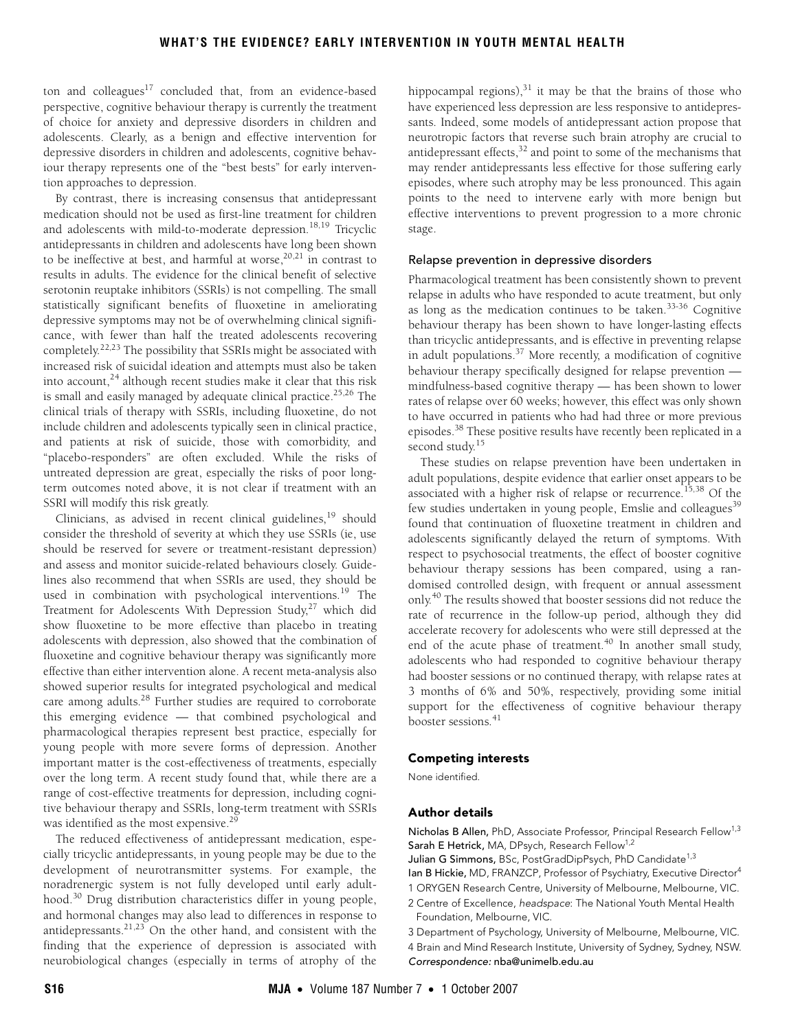ton and colleagues[17] concluded that, from an evidence-based perspective, cognitive behaviour therapy is currently the treatment of choice for anxiety and depressive disorders in children and adolescents. Clearly, as a benign and effective intervention for depressive disorders in children and adolescents, cognitive behaviour therapy represents one of the "best bests" for early intervention approaches to depression.

By contrast, there is increasing consensus that antidepressant medication should not be used as first-line treatment for children and adolescents with mild-to-moderate depression.[18,19] Tricyclic antidepressants in children and adolescents have long been shown to be ineffective at best, and harmful at worse,[20,21] in contrast to results in adults. The evidence for the clinical benefit of selective serotonin reuptake inhibitors (SSRIs) is not compelling. The small statistically significant benefits of fluoxetine in ameliorating depressive symptoms may not be of overwhelming clinical significance, with fewer than half the treated adolescents recovering completely.[22,23] The possibility that SSRIs might be associated with increased risk of suicidal ideation and attempts must also be taken into account,[24] although recent studies make it clear that this risk is small and easily managed by adequate clinical practice.[25,26] The clinical trials of therapy with SSRIs, including fluoxetine, do not include children and adolescents typically seen in clinical practice, and patients at risk of suicide, those with comorbidity, and "placebo-responders" are often excluded. While the risks of untreated depression are great, especially the risks of poor long-term outcomes noted above, it is not clear if treatment with an SSRI will modify this risk greatly.

Clinicians, as advised in recent clinical guidelines,[19] should consider the threshold of severity at which they use SSRIs (ie, use should be reserved for severe or treatment-resistant depression) and assess and monitor suicide-related behaviours closely. Guidelines also recommend that when SSRIs are used, they should be used in combination with psychological interventions.[19] The Treatment for Adolescents With Depression Study,[27] which did show fluoxetine to be more effective than placebo in treating adolescents with depression, also showed that the combination of fluoxetine and cognitive behaviour therapy was significantly more effective than either intervention alone. A recent meta-analysis also showed superior results for integrated psychological and medical care among adults.[28] Further studies are required to corroborate this emerging evidence — that combined psychological and pharmacological therapies represent best practice, especially for young people with more severe forms of depression. Another important matter is the cost-effectiveness of treatments, especially over the long term. A recent study found that, while there are a range of cost-effective treatments for depression, including cognitive behaviour therapy and SSRIs, long-term treatment with SSRIs was identified as the most expensive.[29]

The reduced effectiveness of antidepressant medication, especially tricyclic antidepressants, in young people may be due to the development of neurotransmitter systems. For example, the noradrenergic system is not fully developed until early adulthood.[30] Drug distribution characteristics differ in young people, and hormonal changes may also lead to differences in response to antidepressants.[21,23] On the other hand, and consistent with the finding that the experience of depression is associated with neurobiological changes (especially in terms of atrophy of the hippocampal regions),[31] it may be that the brains of those who have experienced less depression are less responsive to antidepressants. Indeed, some models of antidepressant action propose that neurotropic factors that reverse such brain atrophy are crucial to antidepressant effects,[32] and point to some of the mechanisms that may render antidepressants less effective for those suffering early episodes, where such atrophy may be less pronounced. This again points to the need to intervene early with more benign but effective interventions to prevent progression to a more chronic stage.

### Relapse prevention in depressive disorders

Pharmacological treatment has been consistently shown to prevent relapse in adults who have responded to acute treatment, but only as long as the medication continues to be taken.[33-36] Cognitive behaviour therapy has been shown to have longer-lasting effects than tricyclic antidepressants, and is effective in preventing relapse in adult populations.[37] More recently, a modification of cognitive behaviour therapy specifically designed for relapse prevention — mindfulness-based cognitive therapy — has been shown to lower rates of relapse over 60 weeks; however, this effect was only shown to have occurred in patients who had had three or more previous episodes.[38] These positive results have recently been replicated in a second study.[15]

These studies on relapse prevention have been undertaken in adult populations, despite evidence that earlier onset appears to be associated with a higher risk of relapse or recurrence.[15,38] Of the few studies undertaken in young people, Emslie and colleagues[39] found that continuation of fluoxetine treatment in children and adolescents significantly delayed the return of symptoms. With respect to psychosocial treatments, the effect of booster cognitive behaviour therapy sessions has been compared, using a randomised controlled design, with frequent or annual assessment only.[40] The results showed that booster sessions did not reduce the rate of recurrence in the follow-up period, although they did accelerate recovery for adolescents who were still depressed at the end of the acute phase of treatment.[40] In another small study, adolescents who had responded to cognitive behaviour therapy had booster sessions or no continued therapy, with relapse rates at 3 months of 6% and 50%, respectively, providing some initial support for the effectiveness of cognitive behaviour therapy booster sessions.[41]

### Competing interests

None identified.

### Author details

**Nicholas B Allen**, PhD, Associate Professor, Principal Research Fellow[1,3]
**Sarah E Hetrick**, MA, DPsych, Research Fellow[1,2]
**Julian G Simmons**, BSc, PostGradDipPsych, PhD Candidate[1,3]
**Ian B Hickie**, MD, FRANZCP, Professor of Psychiatry, Executive Director[4]

1 ORYGEN Research Centre, University of Melbourne, Melbourne, VIC.
2 Centre of Excellence, *headspace*: The National Youth Mental Health Foundation, Melbourne, VIC.
3 Department of Psychology, University of Melbourne, Melbourne, VIC.
4 Brain and Mind Research Institute, University of Sydney, Sydney, NSW.
*Correspondence:* nba@unimelb.edu.au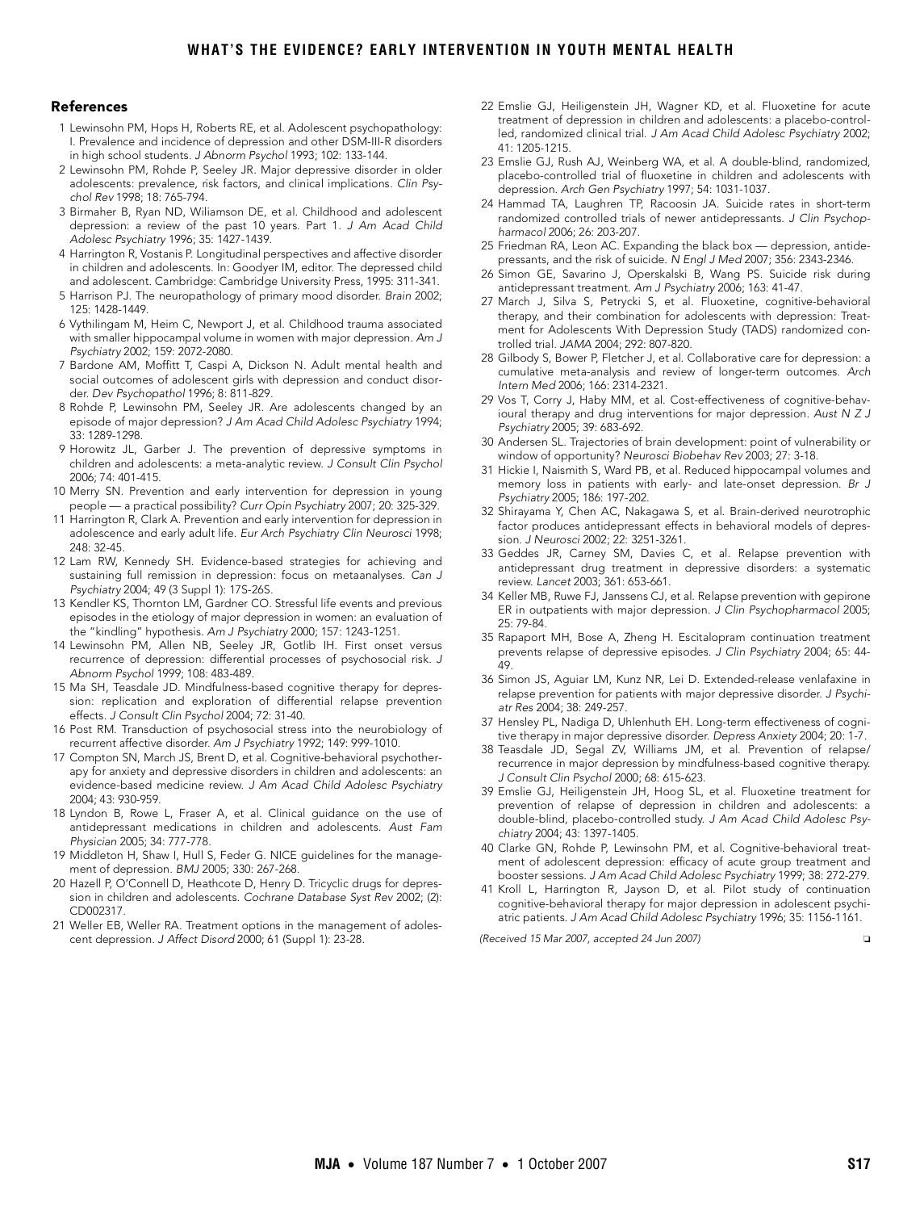## References

1 Lewinsohn PM, Hops H, Roberts RE, et al. Adolescent psychopathology: I. Prevalence and incidence of depression and other DSM-III-R disorders in high school students. *J Abnorm Psychol* 1993; 102: 133-144.

2 Lewinsohn PM, Rohde P, Seeley JR. Major depressive disorder in older adolescents: prevalence, risk factors, and clinical implications. *Clin Psychol Rev* 1998; 18: 765-794.

3 Birmaher B, Ryan ND, Wiliamson DE, et al. Childhood and adolescent depression: a review of the past 10 years. Part 1. *J Am Acad Child Adolesc Psychiatry* 1996; 35: 1427-1439.

4 Harrington R, Vostanis P. Longitudinal perspectives and affective disorder in children and adolescents. In: Goodyer IM, editor. The depressed child and adolescent. Cambridge: Cambridge University Press, 1995: 311-341.

5 Harrison PJ. The neuropathology of primary mood disorder. *Brain* 2002; 125: 1428-1449.

6 Vythilingam M, Heim C, Newport J, et al. Childhood trauma associated with smaller hippocampal volume in women with major depression. *Am J Psychiatry* 2002; 159: 2072-2080.

7 Bardone AM, Moffitt T, Caspi A, Dickson N. Adult mental health and social outcomes of adolescent girls with depression and conduct disorder. *Dev Psychopathol* 1996; 8: 811-829.

8 Rohde P, Lewinsohn PM, Seeley JR. Are adolescents changed by an episode of major depression? *J Am Acad Child Adolesc Psychiatry* 1994; 33: 1289-1298.

9 Horowitz JL, Garber J. The prevention of depressive symptoms in children and adolescents: a meta-analytic review. *J Consult Clin Psychol* 2006; 74: 401-415.

10 Merry SN. Prevention and early intervention for depression in young people — a practical possibility? *Curr Opin Psychiatry* 2007; 20: 325-329.

11 Harrington R, Clark A. Prevention and early intervention for depression in adolescence and early adult life. *Eur Arch Psychiatry Clin Neurosci* 1998; 248: 32-45.

12 Lam RW, Kennedy SH. Evidence-based strategies for achieving and sustaining full remission in depression: focus on metaanalyses. *Can J Psychiatry* 2004; 49 (3 Suppl 1): 17S-26S.

13 Kendler KS, Thornton LM, Gardner CO. Stressful life events and previous episodes in the etiology of major depression in women: an evaluation of the "kindling" hypothesis. *Am J Psychiatry* 2000; 157: 1243-1251.

14 Lewinsohn PM, Allen NB, Seeley JR, Gotlib IH. First onset versus recurrence of depression: differential processes of psychosocial risk. *J Abnorm Psychol* 1999; 108: 483-489.

15 Ma SH, Teasdale JD. Mindfulness-based cognitive therapy for depression: replication and exploration of differential relapse prevention effects. *J Consult Clin Psychol* 2004; 72: 31-40.

16 Post RM. Transduction of psychosocial stress into the neurobiology of recurrent affective disorder. *Am J Psychiatry* 1992; 149: 999-1010.

17 Compton SN, March JS, Brent D, et al. Cognitive-behavioral psychotherapy for anxiety and depressive disorders in children and adolescents: an evidence-based medicine review. *J Am Acad Child Adolesc Psychiatry* 2004; 43: 930-959.

18 Lyndon B, Rowe L, Fraser A, et al. Clinical guidance on the use of antidepressant medications in children and adolescents. *Aust Fam Physician* 2005; 34: 777-778.

19 Middleton H, Shaw I, Hull S, Feder G. NICE guidelines for the management of depression. *BMJ* 2005; 330: 267-268.

20 Hazell P, O'Connell D, Heathcote D, Henry D. Tricyclic drugs for depression in children and adolescents. *Cochrane Database Syst Rev* 2002; (2): CD002317.

21 Weller EB, Weller RA. Treatment options in the management of adolescent depression. *J Affect Disord* 2000; 61 (Suppl 1): 23-28.

22 Emslie GJ, Heiligenstein JH, Wagner KD, et al. Fluoxetine for acute treatment of depression in children and adolescents: a placebo-controlled, randomized clinical trial. *J Am Acad Child Adolesc Psychiatry* 2002; 41: 1205-1215.

23 Emslie GJ, Rush AJ, Weinberg WA, et al. A double-blind, randomized, placebo-controlled trial of fluoxetine in children and adolescents with depression. *Arch Gen Psychiatry* 1997; 54: 1031-1037.

24 Hammad TA, Laughren TP, Racoosin JA. Suicide rates in short-term randomized controlled trials of newer antidepressants. *J Clin Psychopharmacol* 2006; 26: 203-207.

25 Friedman RA, Leon AC. Expanding the black box — depression, antidepressants, and the risk of suicide. *N Engl J Med* 2007; 356: 2343-2346.

26 Simon GE, Savarino J, Operskalski B, Wang PS. Suicide risk during antidepressant treatment. *Am J Psychiatry* 2006; 163: 41-47.

27 March J, Silva S, Petrycki S, et al. Fluoxetine, cognitive-behavioral therapy, and their combination for adolescents with depression: Treatment for Adolescents With Depression Study (TADS) randomized controlled trial. *JAMA* 2004; 292: 807-820.

28 Gilbody S, Bower P, Fletcher J, et al. Collaborative care for depression: a cumulative meta-analysis and review of longer-term outcomes. *Arch Intern Med* 2006; 166: 2314-2321.

29 Vos T, Corry J, Haby MM, et al. Cost-effectiveness of cognitive-behavioural therapy and drug interventions for major depression. *Aust N Z J Psychiatry* 2005; 39: 683-692.

30 Andersen SL. Trajectories of brain development: point of vulnerability or window of opportunity? *Neurosci Biobehav Rev* 2003; 27: 3-18.

31 Hickie I, Naismith S, Ward PB, et al. Reduced hippocampal volumes and memory loss in patients with early- and late-onset depression. *Br J Psychiatry* 2005; 186: 197-202.

32 Shirayama Y, Chen AC, Nakagawa S, et al. Brain-derived neurotrophic factor produces antidepressant effects in behavioral models of depression. *J Neurosci* 2002; 22: 3251-3261.

33 Geddes JR, Carney SM, Davies C, et al. Relapse prevention with antidepressant drug treatment in depressive disorders: a systematic review. *Lancet* 2003; 361: 653-661.

34 Keller MB, Ruwe FJ, Janssens CJ, et al. Relapse prevention with gepirone ER in outpatients with major depression. *J Clin Psychopharmacol* 2005; 25: 79-84.

35 Rapaport MH, Bose A, Zheng H. Escitalopram continuation treatment prevents relapse of depressive episodes. *J Clin Psychiatry* 2004; 65: 44-49.

36 Simon JS, Aguiar LM, Kunz NR, Lei D. Extended-release venlafaxine in relapse prevention for patients with major depressive disorder. *J Psychiatr Res* 2004; 38: 249-257.

37 Hensley PL, Nadiga D, Uhlenhuth EH. Long-term effectiveness of cognitive therapy in major depressive disorder. *Depress Anxiety* 2004; 20: 1-7.

38 Teasdale JD, Segal ZV, Williams JM, et al. Prevention of relapse/recurrence in major depression by mindfulness-based cognitive therapy. *J Consult Clin Psychol* 2000; 68: 615-623.

39 Emslie GJ, Heiligenstein JH, Hoog SL, et al. Fluoxetine treatment for prevention of relapse of depression in children and adolescents: a double-blind, placebo-controlled study. *J Am Acad Child Adolesc Psychiatry* 2004; 43: 1397-1405.

40 Clarke GN, Rohde P, Lewinsohn PM, et al. Cognitive-behavioral treatment of adolescent depression: efficacy of acute group treatment and booster sessions. *J Am Acad Child Adolesc Psychiatry* 1999; 38: 272-279.

41 Kroll L, Harrington R, Jayson D, et al. Pilot study of continuation cognitive-behavioral therapy for major depression in adolescent psychiatric patients. *J Am Acad Child Adolesc Psychiatry* 1996; 35: 1156-1161.

*(Received 15 Mar 2007, accepted 24 Jun 2007)*